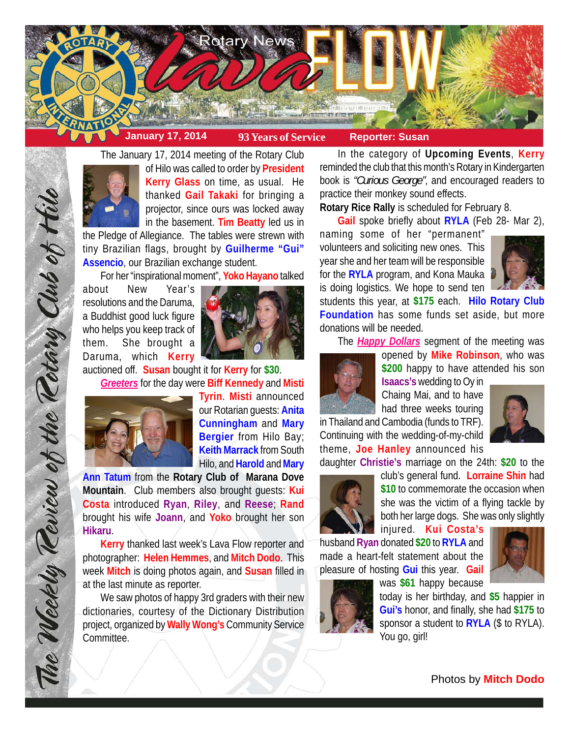# Rotary News *Lava* FLOW

**January 17, 2014** | **93 Years of Service** | **Reporter: Susan**

*The Weekly Review of the Rotary Club of Hilo*

The January 17, 2014 meeting of the Rotary Club of Hilo was called to order by **President Kerry Glass** on time, as usual. He thanked **Gail Takaki** for bringing a projector, since ours was locked away in the basement. **Tim Beatty** led us in the Pledge of Allegiance. The tables were strewn with tiny Brazilian flags, brought by **Guilherme "Gui" Assencio**, our Brazilian exchange student.

For her "inspirational moment", **Yoko Hayano** talked about New Year's resolutions and the Daruma, a Buddhist good luck figure who helps you keep track of them. She brought a Daruma, which **Kerry** auctioned off. **Susan** bought it for **Kerry** for **$30**.

***Greeters*** for the day were **Biff Kennedy** and **Misti Tyrin**. **Misti** announced our Rotarian guests: **Anita Cunningham** and **Mary Bergier** from Hilo Bay; **Keith Marrack** from South Hilo, and **Harold** and **Mary Ann Tatum** from the **Rotary Club of Marana Dove Mountain**. Club members also brought guests: **Kui Costa** introduced **Ryan**, **Riley**, and **Reese**; **Rand** brought his wife **Joann**, and **Yoko** brought her son **Hikaru**.

**Kerry** thanked last week's Lava Flow reporter and photographer: **Helen Hemmes**, and **Mitch Dodo**. This week **Mitch** is doing photos again, and **Susan** filled in at the last minute as reporter.

We saw photos of happy 3rd graders with their new dictionaries, courtesy of the Dictionary Distribution project, organized by **Wally Wong's** Community Service Committee.

In the category of **Upcoming Events**, **Kerry** reminded the club that this month's Rotary in Kindergarten book is *"Curious George"*, and encouraged readers to practice their monkey sound effects.

**Rotary Rice Rally** is scheduled for February 8.

**Gail** spoke briefly about **RYLA** (Feb 28- Mar 2), naming some of her "permanent" volunteers and soliciting new ones. This year she and her team will be responsible for the **RYLA** program, and Kona Mauka is doing logistics. We hope to send ten students this year, at **$175** each. **Hilo Rotary Club Foundation** has some funds set aside, but more donations will be needed.

The ***Happy Dollars*** segment of the meeting was opened by **Mike Robinson**, who was **$200** happy to have attended his son **Isaacs's** wedding to Oy in Chaing Mai, and to have had three weeks touring in Thailand and Cambodia (funds to TRF). Continuing with the wedding-of-my-child theme, **Joe Hanley** announced his daughter **Christie's** marriage on the 24th: **$20** to the club's general fund. **Lorraine Shin** had **$10** to commemorate the occasion when she was the victim of a flying tackle by both her large dogs. She was only slightly injured. **Kui Costa's** husband **Ryan** donated **$20** to **RYLA** and made a heart-felt statement about the pleasure of hosting **Gui** this year. **Gail** was **$61** happy because today is her birthday, and **$5** happier in **Gui's** honor, and finally, she had **$175** to sponsor a student to **RYLA** ($ to RYLA). You go, girl!

Photos by **Mitch Dodo**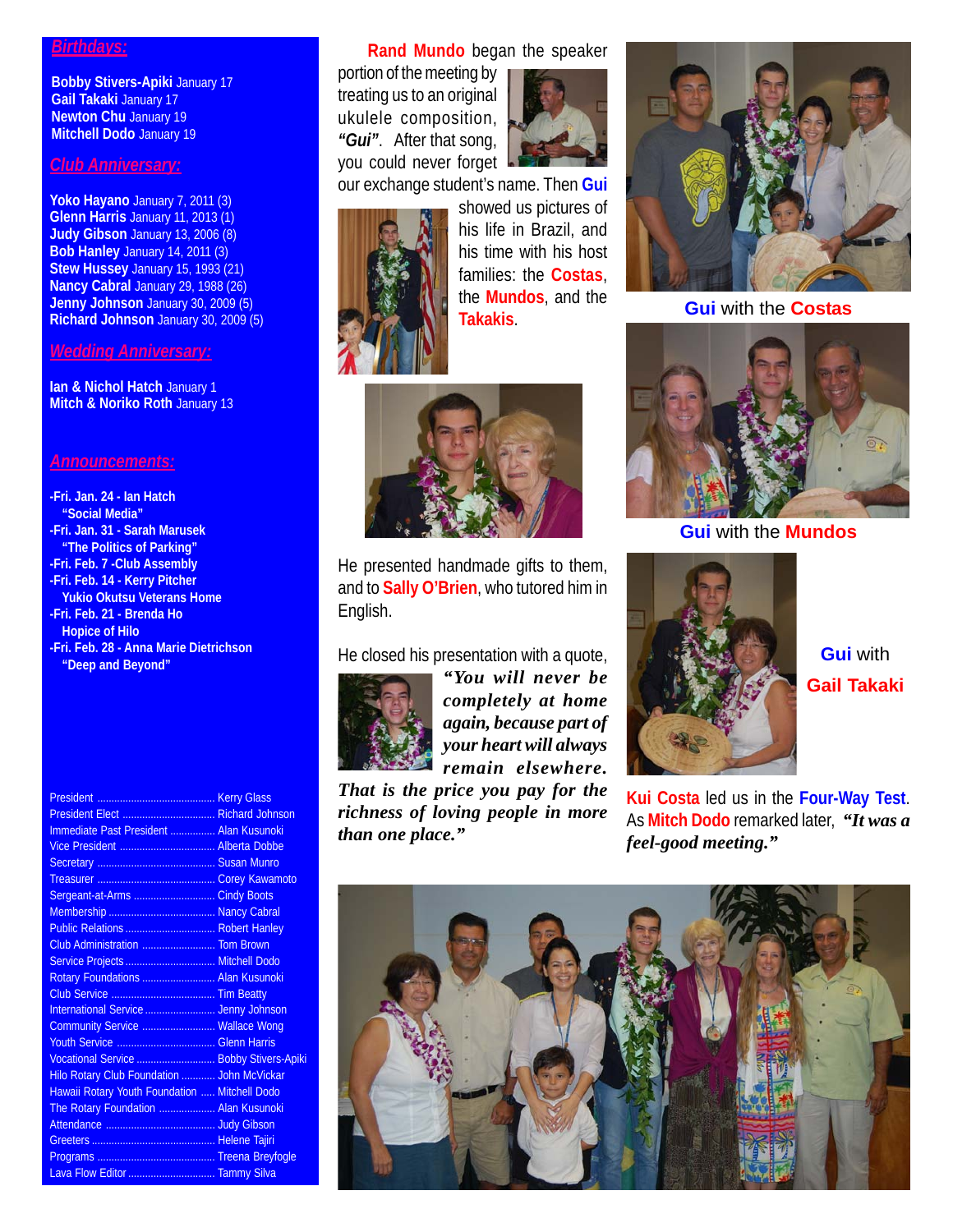## Birthdays:

**Bobby Stivers-Apiki** January 17
**Gail Takaki** January 17
**Newton Chu** January 19
**Mitchell Dodo** January 19

## Club Anniversary:

**Yoko Hayano** January 7, 2011 (3)
**Glenn Harris** January 11, 2013 (1)
**Judy Gibson** January 13, 2006 (8)
**Bob Hanley** January 14, 2011 (3)
**Stew Hussey** January 15, 1993 (21)
**Nancy Cabral** January 29, 1988 (26)
**Jenny Johnson** January 30, 2009 (5)
**Richard Johnson** January 30, 2009 (5)

## Wedding Anniversary:

**Ian & Nichol Hatch** January 1
**Mitch & Noriko Roth** January 13

## Announcements:

- **Fri. Jan. 24 - Ian Hatch**
  **"Social Media"**
- **Fri. Jan. 31 - Sarah Marusek**
  **"The Politics of Parking"**
- **Fri. Feb. 7 -Club Assembly**
- **Fri. Feb. 14 - Kerry Pitcher**
  **Yukio Okutsu Veterans Home**
- **Fri. Feb. 21 - Brenda Ho**
  **Hopice of Hilo**
- **Fri. Feb. 28 - Anna Marie Dietrichson**
  **"Deep and Beyond"**

| | |
|---|---|
| President | Kerry Glass |
| President Elect | Richard Johnson |
| Immediate Past President | Alan Kusunoki |
| Vice President | Alberta Dobbe |
| Secretary | Susan Munro |
| Treasurer | Corey Kawamoto |
| Sergeant-at-Arms | Cindy Boots |
| Membership | Nancy Cabral |
| Public Relations | Robert Hanley |
| Club Administration | Tom Brown |
| Service Projects | Mitchell Dodo |
| Rotary Foundations | Alan Kusunoki |
| Club Service | Tim Beatty |
| International Service | Jenny Johnson |
| Community Service | Wallace Wong |
| Youth Service | Glenn Harris |
| Vocational Service | Bobby Stivers-Apiki |
| Hilo Rotary Club Foundation | John McVickar |
| Hawaii Rotary Youth Foundation | Mitchell Dodo |
| The Rotary Foundation | Alan Kusunoki |
| Attendance | Judy Gibson |
| Greeters | Helene Tajiri |
| Programs | Treena Breyfogle |
| Lava Flow Editor | Tammy Silva |

**Rand Mundo** began the speaker portion of the meeting by treating us to an original ukulele composition, ***"Gui"***. After that song, you could never forget our exchange student's name. Then **Gui** showed us pictures of his life in Brazil, and his time with his host families: the **Costas**, the **Mundos**, and the **Takakis**.

He presented handmade gifts to them, and to **Sally O'Brien**, who tutored him in English.

He closed his presentation with a quote, ***"You will never be completely at home again, because part of your heart will always remain elsewhere. That is the price you pay for the richness of loving people in more than one place."***

**Gui** with the **Costas**

**Gui** with the **Mundos**

**Gui** with **Gail Takaki**

**Kui Costa** led us in the **Four-Way Test**. As **Mitch Dodo** remarked later, ***"It was a feel-good meeting."***